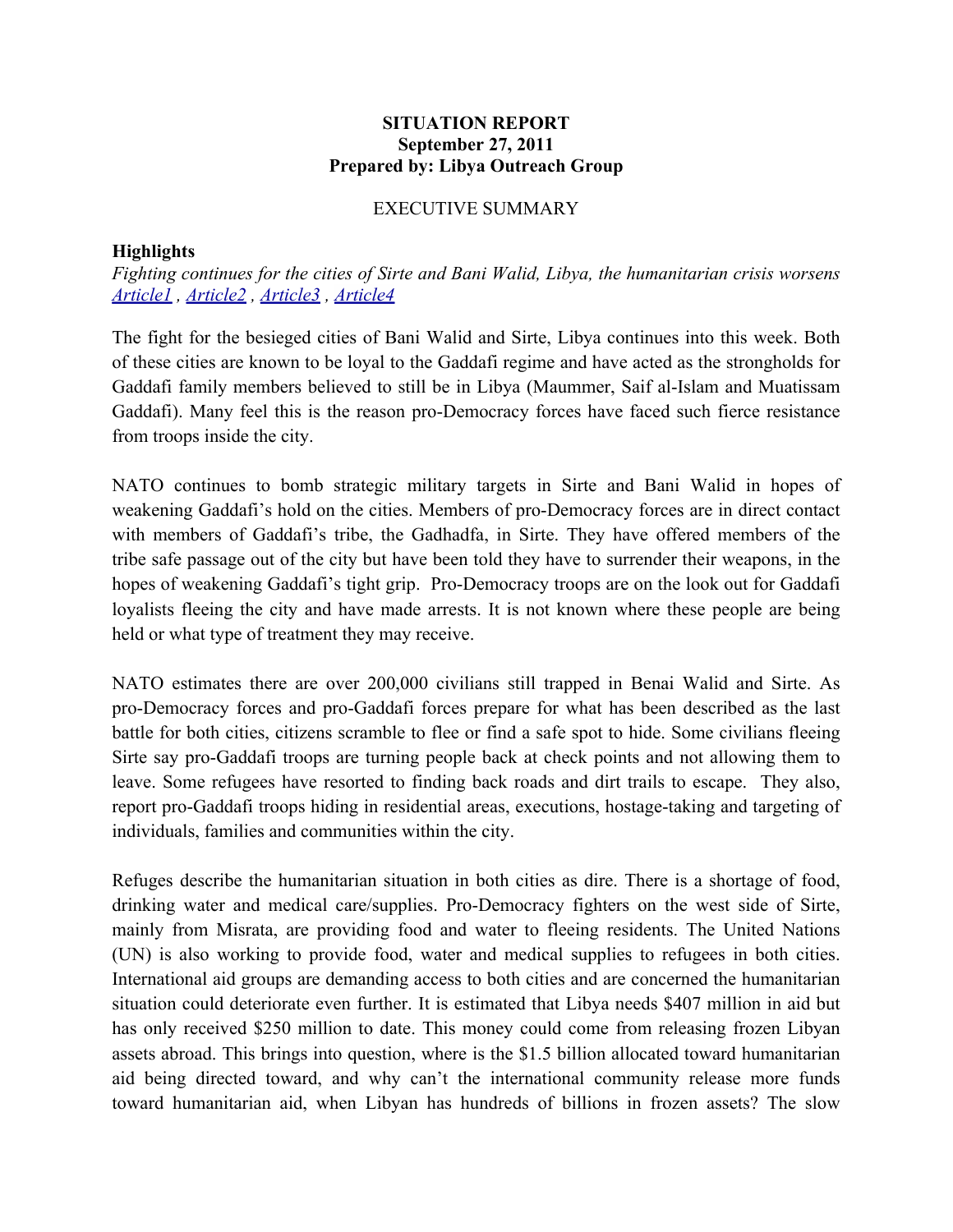**SITUATION REPORT**
**September 27, 2011**
**Prepared by: Libya Outreach Group**

EXECUTIVE SUMMARY

**Highlights**

*Fighting continues for the cities of Sirte and Bani Walid, Libya, the humanitarian crisis worsens*
*Article1 , Article2 , Article3 , Article4*

The fight for the besieged cities of Bani Walid and Sirte, Libya continues into this week. Both of these cities are known to be loyal to the Gaddafi regime and have acted as the strongholds for Gaddafi family members believed to still be in Libya (Maummer, Saif al-Islam and Muatissam Gaddafi). Many feel this is the reason pro-Democracy forces have faced such fierce resistance from troops inside the city.

NATO continues to bomb strategic military targets in Sirte and Bani Walid in hopes of weakening Gaddafi's hold on the cities. Members of pro-Democracy forces are in direct contact with members of Gaddafi's tribe, the Gadhadfa, in Sirte. They have offered members of the tribe safe passage out of the city but have been told they have to surrender their weapons, in the hopes of weakening Gaddafi's tight grip. Pro-Democracy troops are on the look out for Gaddafi loyalists fleeing the city and have made arrests. It is not known where these people are being held or what type of treatment they may receive.

NATO estimates there are over 200,000 civilians still trapped in Benai Walid and Sirte. As pro-Democracy forces and pro-Gaddafi forces prepare for what has been described as the last battle for both cities, citizens scramble to flee or find a safe spot to hide. Some civilians fleeing Sirte say pro-Gaddafi troops are turning people back at check points and not allowing them to leave. Some refugees have resorted to finding back roads and dirt trails to escape. They also, report pro-Gaddafi troops hiding in residential areas, executions, hostage-taking and targeting of individuals, families and communities within the city.

Refuges describe the humanitarian situation in both cities as dire. There is a shortage of food, drinking water and medical care/supplies. Pro-Democracy fighters on the west side of Sirte, mainly from Misrata, are providing food and water to fleeing residents. The United Nations (UN) is also working to provide food, water and medical supplies to refugees in both cities. International aid groups are demanding access to both cities and are concerned the humanitarian situation could deteriorate even further. It is estimated that Libya needs $407 million in aid but has only received $250 million to date. This money could come from releasing frozen Libyan assets abroad. This brings into question, where is the $1.5 billion allocated toward humanitarian aid being directed toward, and why can't the international community release more funds toward humanitarian aid, when Libyan has hundreds of billions in frozen assets? The slow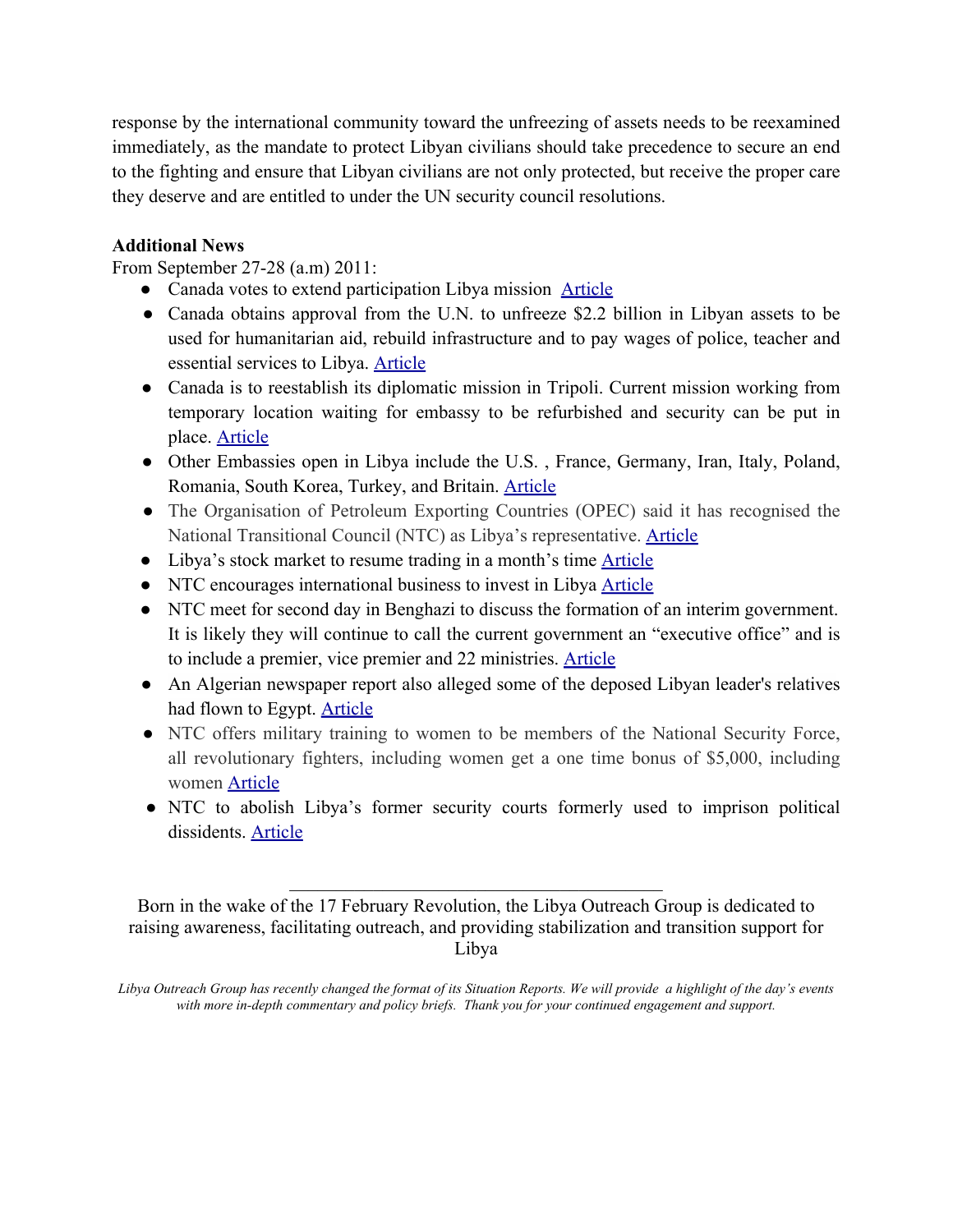response by the international community toward the unfreezing of assets needs to be reexamined immediately, as the mandate to protect Libyan civilians should take precedence to secure an end to the fighting and ensure that Libyan civilians are not only protected, but receive the proper care they deserve and are entitled to under the UN security council resolutions.

**Additional News**

From September 27-28 (a.m) 2011:

- Canada votes to extend participation Libya mission  Article
- Canada obtains approval from the U.N. to unfreeze $2.2 billion in Libyan assets to be used for humanitarian aid, rebuild infrastructure and to pay wages of police, teacher and essential services to Libya. Article
- Canada is to reestablish its diplomatic mission in Tripoli. Current mission working from temporary location waiting for embassy to be refurbished and security can be put in place. Article
- Other Embassies open in Libya include the U.S. , France, Germany, Iran, Italy, Poland, Romania, South Korea, Turkey, and Britain. Article
- The Organisation of Petroleum Exporting Countries (OPEC) said it has recognised the National Transitional Council (NTC) as Libya's representative. Article
- Libya's stock market to resume trading in a month's time Article
- NTC encourages international business to invest in Libya Article
- NTC meet for second day in Benghazi to discuss the formation of an interim government. It is likely they will continue to call the current government an "executive office" and is to include a premier, vice premier and 22 ministries. Article
- An Algerian newspaper report also alleged some of the deposed Libyan leader's relatives had flown to Egypt. Article
- NTC offers military training to women to be members of the National Security Force, all revolutionary fighters, including women get a one time bonus of $5,000, including women Article
- NTC to abolish Libya's former security courts formerly used to imprison political dissidents. Article

---

Born in the wake of the 17 February Revolution, the Libya Outreach Group is dedicated to raising awareness, facilitating outreach, and providing stabilization and transition support for Libya

*Libya Outreach Group has recently changed the format of its Situation Reports. We will provide  a highlight of the day's events with more in-depth commentary and policy briefs.  Thank you for your continued engagement and support.*